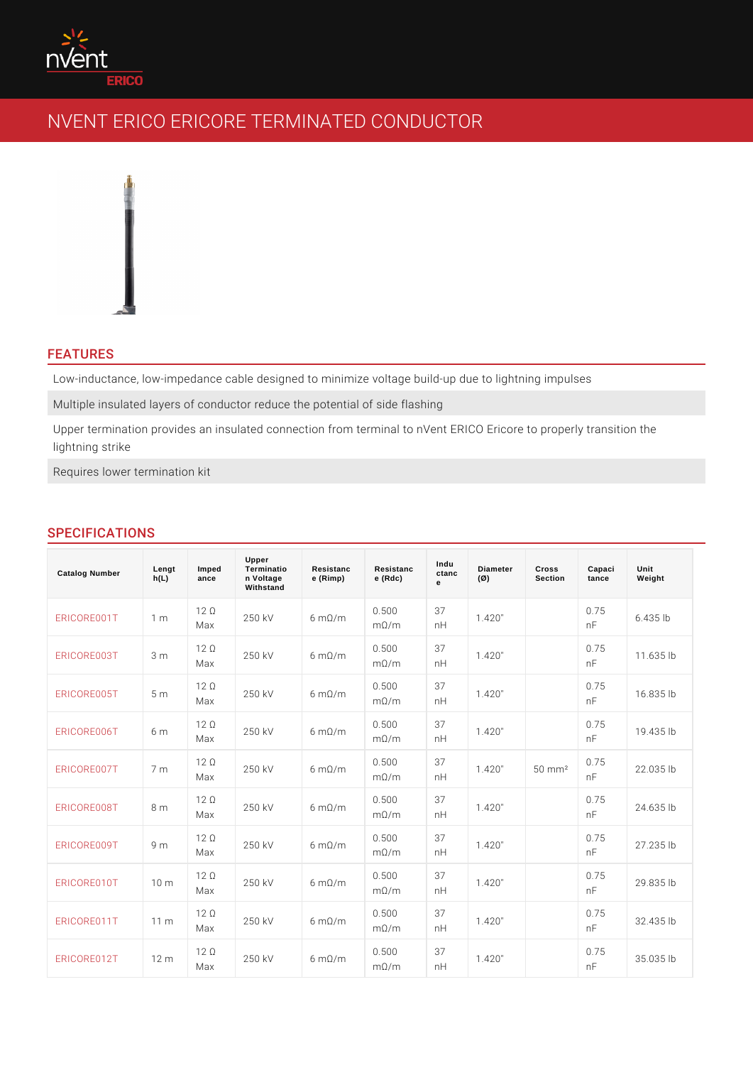# NVENT ERICO ERICORE TERMINATED CONDUCTOR

## FEATURES

Low-inductance, low-impedance cable designed to minimize voltage build-up due to lightning impulses

Multiple insulated layers of conductor reduce the potential of side flashing

Upper termination provides an insulated connection from terminal to nVent ERICO Ericore to properly transition the lightning strike

Requires lower termination kit

## SPECIFICATIONS

| Catalog Number | Length (L) | Impedance | Upper Termination Voltage Withstand | Resistance (Rimp) | Resistance (Rdc) | Inductance | Diameter (Ø) | Cross Section | Capacitance | Unit Weight |
|---|---|---|---|---|---|---|---|---|---|---|
| ERICORE001T | 1 m | 12 Ω Max | 250 kV | 6 mΩ/m | 0.500 mΩ/m | 37 nH | 1.420" | | 0.75 nF | 6.435 lb |
| ERICORE003T | 3 m | 12 Ω Max | 250 kV | 6 mΩ/m | 0.500 mΩ/m | 37 nH | 1.420" | | 0.75 nF | 11.635 lb |
| ERICORE005T | 5 m | 12 Ω Max | 250 kV | 6 mΩ/m | 0.500 mΩ/m | 37 nH | 1.420" | | 0.75 nF | 16.835 lb |
| ERICORE006T | 6 m | 12 Ω Max | 250 kV | 6 mΩ/m | 0.500 mΩ/m | 37 nH | 1.420" | | 0.75 nF | 19.435 lb |
| ERICORE007T | 7 m | 12 Ω Max | 250 kV | 6 mΩ/m | 0.500 mΩ/m | 37 nH | 1.420" | 50 mm² | 0.75 nF | 22.035 lb |
| ERICORE008T | 8 m | 12 Ω Max | 250 kV | 6 mΩ/m | 0.500 mΩ/m | 37 nH | 1.420" | | 0.75 nF | 24.635 lb |
| ERICORE009T | 9 m | 12 Ω Max | 250 kV | 6 mΩ/m | 0.500 mΩ/m | 37 nH | 1.420" | | 0.75 nF | 27.235 lb |
| ERICORE010T | 10 m | 12 Ω Max | 250 kV | 6 mΩ/m | 0.500 mΩ/m | 37 nH | 1.420" | | 0.75 nF | 29.835 lb |
| ERICORE011T | 11 m | 12 Ω Max | 250 kV | 6 mΩ/m | 0.500 mΩ/m | 37 nH | 1.420" | | 0.75 nF | 32.435 lb |
| ERICORE012T | 12 m | 12 Ω Max | 250 kV | 6 mΩ/m | 0.500 mΩ/m | 37 nH | 1.420" | | 0.75 nF | 35.035 lb |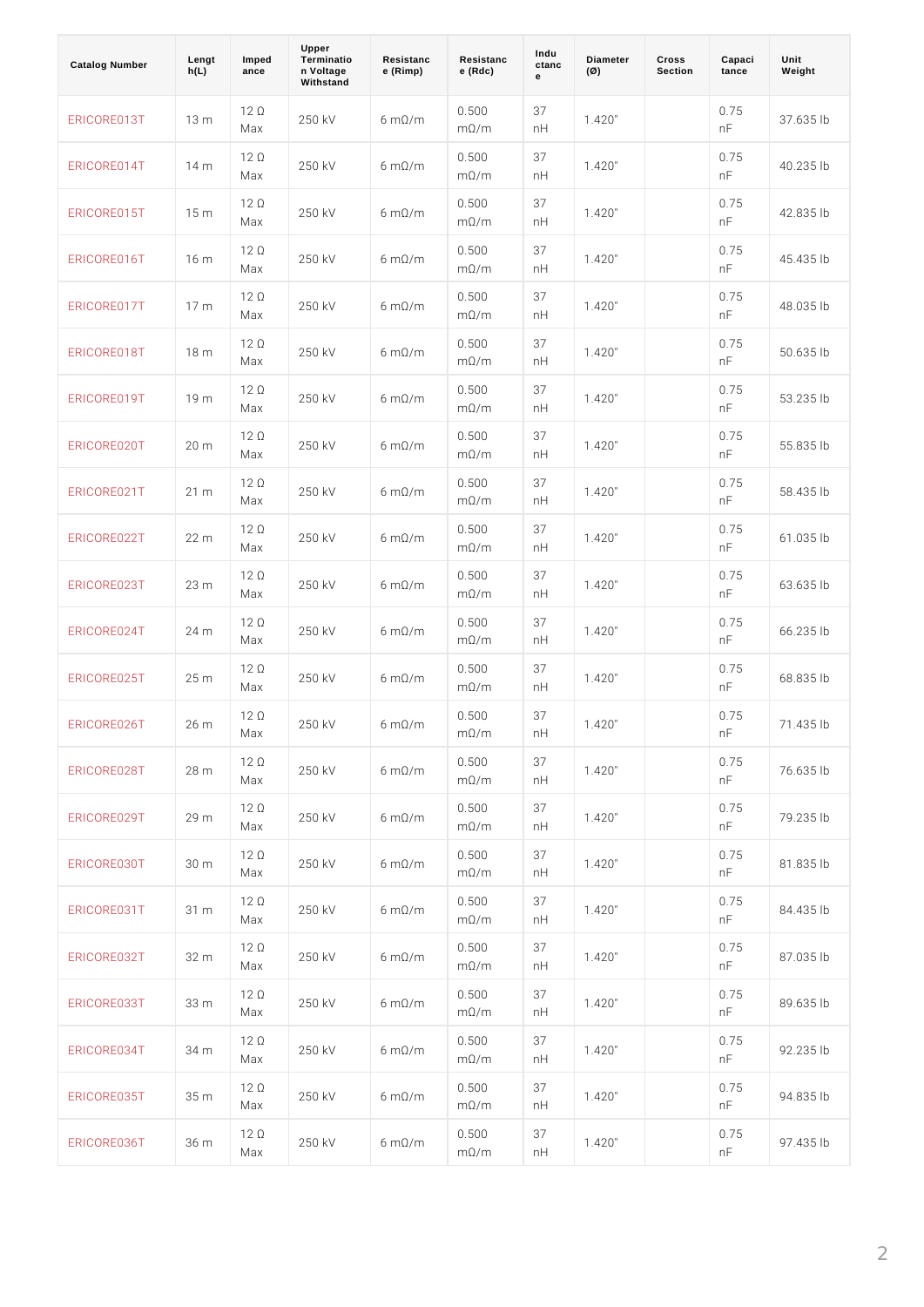| Catalog Number | Length(L) | Impedance | Upper Termination Voltage Withstand | Resistance (Rimp) | Resistance (Rdc) | Inductance | Diameter (Ø) | Cross Section | Capacitance | Unit Weight |
|---|---|---|---|---|---|---|---|---|---|---|
| ERICORE013T | 13 m | 12 Ω Max | 250 kV | 6 mΩ/m | 0.500 mΩ/m | 37 nH | 1.420" | | 0.75 nF | 37.635 lb |
| ERICORE014T | 14 m | 12 Ω Max | 250 kV | 6 mΩ/m | 0.500 mΩ/m | 37 nH | 1.420" | | 0.75 nF | 40.235 lb |
| ERICORE015T | 15 m | 12 Ω Max | 250 kV | 6 mΩ/m | 0.500 mΩ/m | 37 nH | 1.420" | | 0.75 nF | 42.835 lb |
| ERICORE016T | 16 m | 12 Ω Max | 250 kV | 6 mΩ/m | 0.500 mΩ/m | 37 nH | 1.420" | | 0.75 nF | 45.435 lb |
| ERICORE017T | 17 m | 12 Ω Max | 250 kV | 6 mΩ/m | 0.500 mΩ/m | 37 nH | 1.420" | | 0.75 nF | 48.035 lb |
| ERICORE018T | 18 m | 12 Ω Max | 250 kV | 6 mΩ/m | 0.500 mΩ/m | 37 nH | 1.420" | | 0.75 nF | 50.635 lb |
| ERICORE019T | 19 m | 12 Ω Max | 250 kV | 6 mΩ/m | 0.500 mΩ/m | 37 nH | 1.420" | | 0.75 nF | 53.235 lb |
| ERICORE020T | 20 m | 12 Ω Max | 250 kV | 6 mΩ/m | 0.500 mΩ/m | 37 nH | 1.420" | | 0.75 nF | 55.835 lb |
| ERICORE021T | 21 m | 12 Ω Max | 250 kV | 6 mΩ/m | 0.500 mΩ/m | 37 nH | 1.420" | | 0.75 nF | 58.435 lb |
| ERICORE022T | 22 m | 12 Ω Max | 250 kV | 6 mΩ/m | 0.500 mΩ/m | 37 nH | 1.420" | | 0.75 nF | 61.035 lb |
| ERICORE023T | 23 m | 12 Ω Max | 250 kV | 6 mΩ/m | 0.500 mΩ/m | 37 nH | 1.420" | | 0.75 nF | 63.635 lb |
| ERICORE024T | 24 m | 12 Ω Max | 250 kV | 6 mΩ/m | 0.500 mΩ/m | 37 nH | 1.420" | | 0.75 nF | 66.235 lb |
| ERICORE025T | 25 m | 12 Ω Max | 250 kV | 6 mΩ/m | 0.500 mΩ/m | 37 nH | 1.420" | | 0.75 nF | 68.835 lb |
| ERICORE026T | 26 m | 12 Ω Max | 250 kV | 6 mΩ/m | 0.500 mΩ/m | 37 nH | 1.420" | | 0.75 nF | 71.435 lb |
| ERICORE028T | 28 m | 12 Ω Max | 250 kV | 6 mΩ/m | 0.500 mΩ/m | 37 nH | 1.420" | | 0.75 nF | 76.635 lb |
| ERICORE029T | 29 m | 12 Ω Max | 250 kV | 6 mΩ/m | 0.500 mΩ/m | 37 nH | 1.420" | | 0.75 nF | 79.235 lb |
| ERICORE030T | 30 m | 12 Ω Max | 250 kV | 6 mΩ/m | 0.500 mΩ/m | 37 nH | 1.420" | | 0.75 nF | 81.835 lb |
| ERICORE031T | 31 m | 12 Ω Max | 250 kV | 6 mΩ/m | 0.500 mΩ/m | 37 nH | 1.420" | | 0.75 nF | 84.435 lb |
| ERICORE032T | 32 m | 12 Ω Max | 250 kV | 6 mΩ/m | 0.500 mΩ/m | 37 nH | 1.420" | | 0.75 nF | 87.035 lb |
| ERICORE033T | 33 m | 12 Ω Max | 250 kV | 6 mΩ/m | 0.500 mΩ/m | 37 nH | 1.420" | | 0.75 nF | 89.635 lb |
| ERICORE034T | 34 m | 12 Ω Max | 250 kV | 6 mΩ/m | 0.500 mΩ/m | 37 nH | 1.420" | | 0.75 nF | 92.235 lb |
| ERICORE035T | 35 m | 12 Ω Max | 250 kV | 6 mΩ/m | 0.500 mΩ/m | 37 nH | 1.420" | | 0.75 nF | 94.835 lb |
| ERICORE036T | 36 m | 12 Ω Max | 250 kV | 6 mΩ/m | 0.500 mΩ/m | 37 nH | 1.420" | | 0.75 nF | 97.435 lb |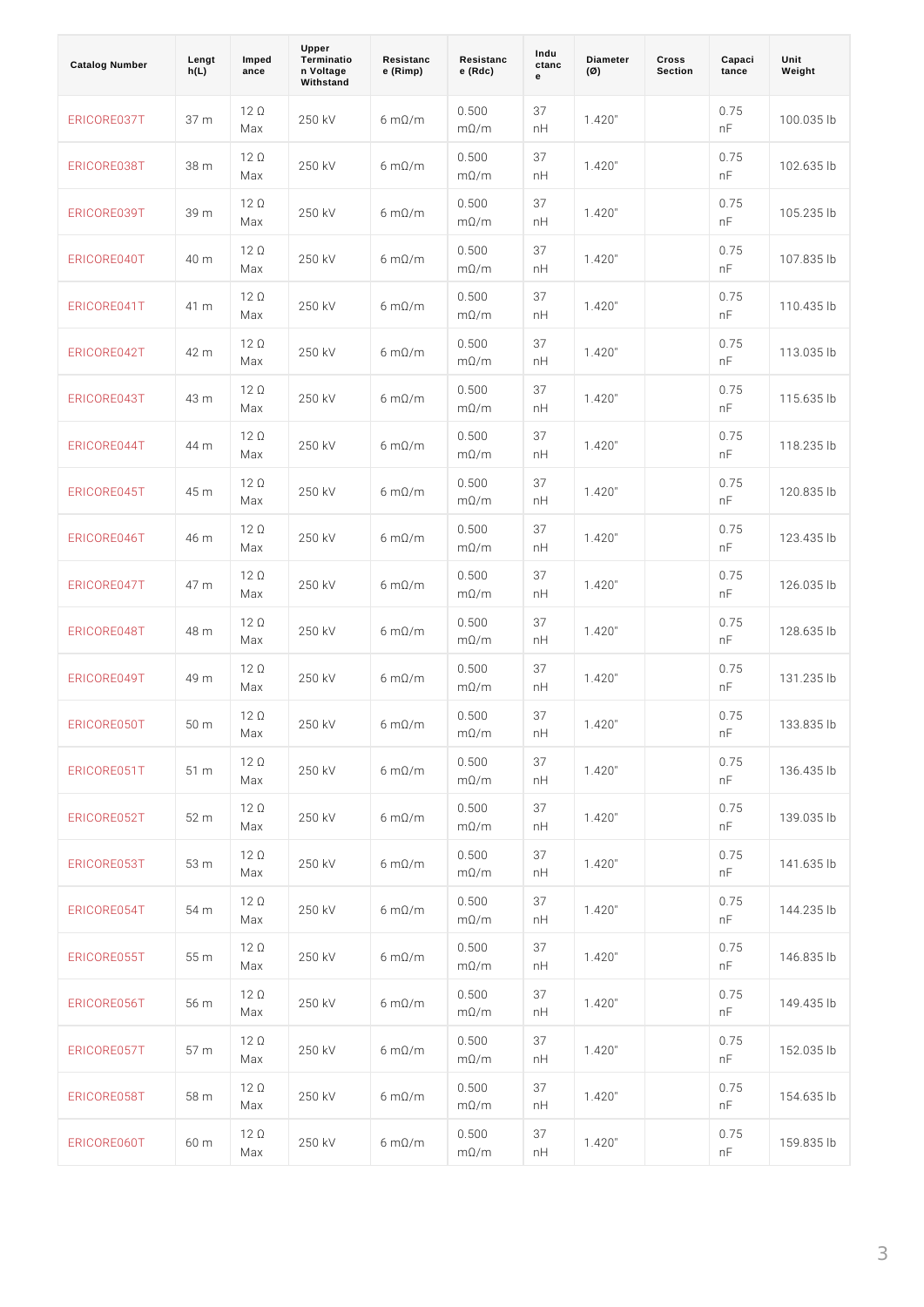| Catalog Number | Length(L) | Impedance | Upper Termination Voltage Withstand | Resistance (Rimp) | Resistance (Rdc) | Inductance | Diameter (Ø) | Cross Section | Capacitance | Unit Weight |
|---|---|---|---|---|---|---|---|---|---|---|
| ERICORE037T | 37 m | 12 Ω Max | 250 kV | 6 mΩ/m | 0.500 mΩ/m | 37 nH | 1.420" | | 0.75 nF | 100.035 lb |
| ERICORE038T | 38 m | 12 Ω Max | 250 kV | 6 mΩ/m | 0.500 mΩ/m | 37 nH | 1.420" | | 0.75 nF | 102.635 lb |
| ERICORE039T | 39 m | 12 Ω Max | 250 kV | 6 mΩ/m | 0.500 mΩ/m | 37 nH | 1.420" | | 0.75 nF | 105.235 lb |
| ERICORE040T | 40 m | 12 Ω Max | 250 kV | 6 mΩ/m | 0.500 mΩ/m | 37 nH | 1.420" | | 0.75 nF | 107.835 lb |
| ERICORE041T | 41 m | 12 Ω Max | 250 kV | 6 mΩ/m | 0.500 mΩ/m | 37 nH | 1.420" | | 0.75 nF | 110.435 lb |
| ERICORE042T | 42 m | 12 Ω Max | 250 kV | 6 mΩ/m | 0.500 mΩ/m | 37 nH | 1.420" | | 0.75 nF | 113.035 lb |
| ERICORE043T | 43 m | 12 Ω Max | 250 kV | 6 mΩ/m | 0.500 mΩ/m | 37 nH | 1.420" | | 0.75 nF | 115.635 lb |
| ERICORE044T | 44 m | 12 Ω Max | 250 kV | 6 mΩ/m | 0.500 mΩ/m | 37 nH | 1.420" | | 0.75 nF | 118.235 lb |
| ERICORE045T | 45 m | 12 Ω Max | 250 kV | 6 mΩ/m | 0.500 mΩ/m | 37 nH | 1.420" | | 0.75 nF | 120.835 lb |
| ERICORE046T | 46 m | 12 Ω Max | 250 kV | 6 mΩ/m | 0.500 mΩ/m | 37 nH | 1.420" | | 0.75 nF | 123.435 lb |
| ERICORE047T | 47 m | 12 Ω Max | 250 kV | 6 mΩ/m | 0.500 mΩ/m | 37 nH | 1.420" | | 0.75 nF | 126.035 lb |
| ERICORE048T | 48 m | 12 Ω Max | 250 kV | 6 mΩ/m | 0.500 mΩ/m | 37 nH | 1.420" | | 0.75 nF | 128.635 lb |
| ERICORE049T | 49 m | 12 Ω Max | 250 kV | 6 mΩ/m | 0.500 mΩ/m | 37 nH | 1.420" | | 0.75 nF | 131.235 lb |
| ERICORE050T | 50 m | 12 Ω Max | 250 kV | 6 mΩ/m | 0.500 mΩ/m | 37 nH | 1.420" | | 0.75 nF | 133.835 lb |
| ERICORE051T | 51 m | 12 Ω Max | 250 kV | 6 mΩ/m | 0.500 mΩ/m | 37 nH | 1.420" | | 0.75 nF | 136.435 lb |
| ERICORE052T | 52 m | 12 Ω Max | 250 kV | 6 mΩ/m | 0.500 mΩ/m | 37 nH | 1.420" | | 0.75 nF | 139.035 lb |
| ERICORE053T | 53 m | 12 Ω Max | 250 kV | 6 mΩ/m | 0.500 mΩ/m | 37 nH | 1.420" | | 0.75 nF | 141.635 lb |
| ERICORE054T | 54 m | 12 Ω Max | 250 kV | 6 mΩ/m | 0.500 mΩ/m | 37 nH | 1.420" | | 0.75 nF | 144.235 lb |
| ERICORE055T | 55 m | 12 Ω Max | 250 kV | 6 mΩ/m | 0.500 mΩ/m | 37 nH | 1.420" | | 0.75 nF | 146.835 lb |
| ERICORE056T | 56 m | 12 Ω Max | 250 kV | 6 mΩ/m | 0.500 mΩ/m | 37 nH | 1.420" | | 0.75 nF | 149.435 lb |
| ERICORE057T | 57 m | 12 Ω Max | 250 kV | 6 mΩ/m | 0.500 mΩ/m | 37 nH | 1.420" | | 0.75 nF | 152.035 lb |
| ERICORE058T | 58 m | 12 Ω Max | 250 kV | 6 mΩ/m | 0.500 mΩ/m | 37 nH | 1.420" | | 0.75 nF | 154.635 lb |
| ERICORE060T | 60 m | 12 Ω Max | 250 kV | 6 mΩ/m | 0.500 mΩ/m | 37 nH | 1.420" | | 0.75 nF | 159.835 lb |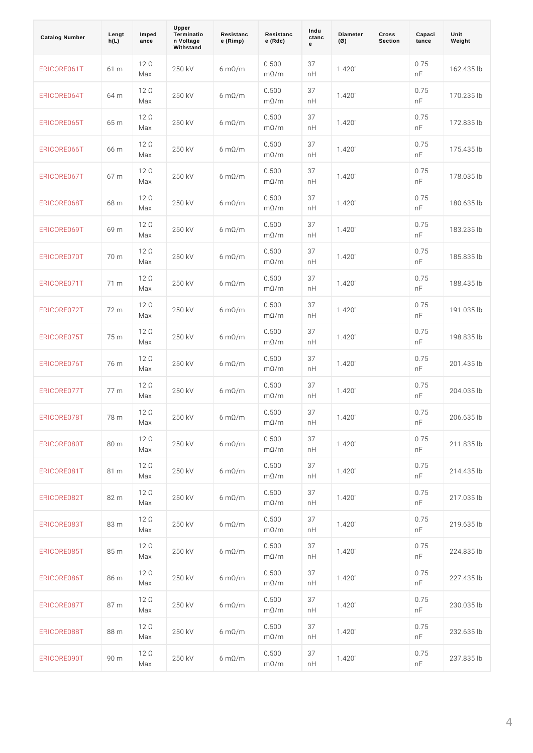| Catalog Number | Length(L) | Impedance | Upper Termination Voltage Withstand | Resistance (Rimp) | Resistance (Rdc) | Inductance | Diameter (Ø) | Cross Section | Capacitance | Unit Weight |
|---|---|---|---|---|---|---|---|---|---|---|
| ERICORE061T | 61 m | 12 Ω Max | 250 kV | 6 mΩ/m | 0.500 mΩ/m | 37 nH | 1.420" | | 0.75 nF | 162.435 lb |
| ERICORE064T | 64 m | 12 Ω Max | 250 kV | 6 mΩ/m | 0.500 mΩ/m | 37 nH | 1.420" | | 0.75 nF | 170.235 lb |
| ERICORE065T | 65 m | 12 Ω Max | 250 kV | 6 mΩ/m | 0.500 mΩ/m | 37 nH | 1.420" | | 0.75 nF | 172.835 lb |
| ERICORE066T | 66 m | 12 Ω Max | 250 kV | 6 mΩ/m | 0.500 mΩ/m | 37 nH | 1.420" | | 0.75 nF | 175.435 lb |
| ERICORE067T | 67 m | 12 Ω Max | 250 kV | 6 mΩ/m | 0.500 mΩ/m | 37 nH | 1.420" | | 0.75 nF | 178.035 lb |
| ERICORE068T | 68 m | 12 Ω Max | 250 kV | 6 mΩ/m | 0.500 mΩ/m | 37 nH | 1.420" | | 0.75 nF | 180.635 lb |
| ERICORE069T | 69 m | 12 Ω Max | 250 kV | 6 mΩ/m | 0.500 mΩ/m | 37 nH | 1.420" | | 0.75 nF | 183.235 lb |
| ERICORE070T | 70 m | 12 Ω Max | 250 kV | 6 mΩ/m | 0.500 mΩ/m | 37 nH | 1.420" | | 0.75 nF | 185.835 lb |
| ERICORE071T | 71 m | 12 Ω Max | 250 kV | 6 mΩ/m | 0.500 mΩ/m | 37 nH | 1.420" | | 0.75 nF | 188.435 lb |
| ERICORE072T | 72 m | 12 Ω Max | 250 kV | 6 mΩ/m | 0.500 mΩ/m | 37 nH | 1.420" | | 0.75 nF | 191.035 lb |
| ERICORE075T | 75 m | 12 Ω Max | 250 kV | 6 mΩ/m | 0.500 mΩ/m | 37 nH | 1.420" | | 0.75 nF | 198.835 lb |
| ERICORE076T | 76 m | 12 Ω Max | 250 kV | 6 mΩ/m | 0.500 mΩ/m | 37 nH | 1.420" | | 0.75 nF | 201.435 lb |
| ERICORE077T | 77 m | 12 Ω Max | 250 kV | 6 mΩ/m | 0.500 mΩ/m | 37 nH | 1.420" | | 0.75 nF | 204.035 lb |
| ERICORE078T | 78 m | 12 Ω Max | 250 kV | 6 mΩ/m | 0.500 mΩ/m | 37 nH | 1.420" | | 0.75 nF | 206.635 lb |
| ERICORE080T | 80 m | 12 Ω Max | 250 kV | 6 mΩ/m | 0.500 mΩ/m | 37 nH | 1.420" | | 0.75 nF | 211.835 lb |
| ERICORE081T | 81 m | 12 Ω Max | 250 kV | 6 mΩ/m | 0.500 mΩ/m | 37 nH | 1.420" | | 0.75 nF | 214.435 lb |
| ERICORE082T | 82 m | 12 Ω Max | 250 kV | 6 mΩ/m | 0.500 mΩ/m | 37 nH | 1.420" | | 0.75 nF | 217.035 lb |
| ERICORE083T | 83 m | 12 Ω Max | 250 kV | 6 mΩ/m | 0.500 mΩ/m | 37 nH | 1.420" | | 0.75 nF | 219.635 lb |
| ERICORE085T | 85 m | 12 Ω Max | 250 kV | 6 mΩ/m | 0.500 mΩ/m | 37 nH | 1.420" | | 0.75 nF | 224.835 lb |
| ERICORE086T | 86 m | 12 Ω Max | 250 kV | 6 mΩ/m | 0.500 mΩ/m | 37 nH | 1.420" | | 0.75 nF | 227.435 lb |
| ERICORE087T | 87 m | 12 Ω Max | 250 kV | 6 mΩ/m | 0.500 mΩ/m | 37 nH | 1.420" | | 0.75 nF | 230.035 lb |
| ERICORE088T | 88 m | 12 Ω Max | 250 kV | 6 mΩ/m | 0.500 mΩ/m | 37 nH | 1.420" | | 0.75 nF | 232.635 lb |
| ERICORE090T | 90 m | 12 Ω Max | 250 kV | 6 mΩ/m | 0.500 mΩ/m | 37 nH | 1.420" | | 0.75 nF | 237.835 lb |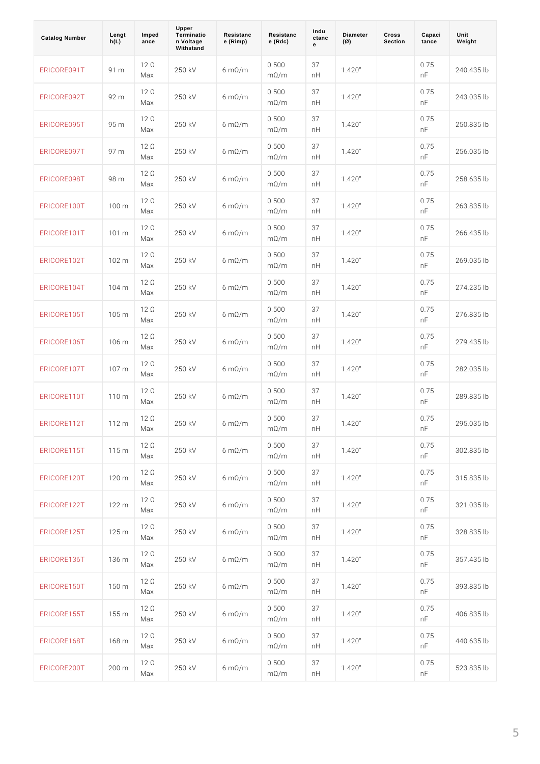| Catalog Number | Length(L) | Impedance | Upper Termination Voltage Withstand | Resistance (Rimp) | Resistance (Rdc) | Inductance | Diameter (Ø) | Cross Section | Capacitance | Unit Weight |
|---|---|---|---|---|---|---|---|---|---|---|
| ERICORE091T | 91 m | 12 Ω Max | 250 kV | 6 mΩ/m | 0.500 mΩ/m | 37 nH | 1.420" | | 0.75 nF | 240.435 lb |
| ERICORE092T | 92 m | 12 Ω Max | 250 kV | 6 mΩ/m | 0.500 mΩ/m | 37 nH | 1.420" | | 0.75 nF | 243.035 lb |
| ERICORE095T | 95 m | 12 Ω Max | 250 kV | 6 mΩ/m | 0.500 mΩ/m | 37 nH | 1.420" | | 0.75 nF | 250.835 lb |
| ERICORE097T | 97 m | 12 Ω Max | 250 kV | 6 mΩ/m | 0.500 mΩ/m | 37 nH | 1.420" | | 0.75 nF | 256.035 lb |
| ERICORE098T | 98 m | 12 Ω Max | 250 kV | 6 mΩ/m | 0.500 mΩ/m | 37 nH | 1.420" | | 0.75 nF | 258.635 lb |
| ERICORE100T | 100 m | 12 Ω Max | 250 kV | 6 mΩ/m | 0.500 mΩ/m | 37 nH | 1.420" | | 0.75 nF | 263.835 lb |
| ERICORE101T | 101 m | 12 Ω Max | 250 kV | 6 mΩ/m | 0.500 mΩ/m | 37 nH | 1.420" | | 0.75 nF | 266.435 lb |
| ERICORE102T | 102 m | 12 Ω Max | 250 kV | 6 mΩ/m | 0.500 mΩ/m | 37 nH | 1.420" | | 0.75 nF | 269.035 lb |
| ERICORE104T | 104 m | 12 Ω Max | 250 kV | 6 mΩ/m | 0.500 mΩ/m | 37 nH | 1.420" | | 0.75 nF | 274.235 lb |
| ERICORE105T | 105 m | 12 Ω Max | 250 kV | 6 mΩ/m | 0.500 mΩ/m | 37 nH | 1.420" | | 0.75 nF | 276.835 lb |
| ERICORE106T | 106 m | 12 Ω Max | 250 kV | 6 mΩ/m | 0.500 mΩ/m | 37 nH | 1.420" | | 0.75 nF | 279.435 lb |
| ERICORE107T | 107 m | 12 Ω Max | 250 kV | 6 mΩ/m | 0.500 mΩ/m | 37 nH | 1.420" | | 0.75 nF | 282.035 lb |
| ERICORE110T | 110 m | 12 Ω Max | 250 kV | 6 mΩ/m | 0.500 mΩ/m | 37 nH | 1.420" | | 0.75 nF | 289.835 lb |
| ERICORE112T | 112 m | 12 Ω Max | 250 kV | 6 mΩ/m | 0.500 mΩ/m | 37 nH | 1.420" | | 0.75 nF | 295.035 lb |
| ERICORE115T | 115 m | 12 Ω Max | 250 kV | 6 mΩ/m | 0.500 mΩ/m | 37 nH | 1.420" | | 0.75 nF | 302.835 lb |
| ERICORE120T | 120 m | 12 Ω Max | 250 kV | 6 mΩ/m | 0.500 mΩ/m | 37 nH | 1.420" | | 0.75 nF | 315.835 lb |
| ERICORE122T | 122 m | 12 Ω Max | 250 kV | 6 mΩ/m | 0.500 mΩ/m | 37 nH | 1.420" | | 0.75 nF | 321.035 lb |
| ERICORE125T | 125 m | 12 Ω Max | 250 kV | 6 mΩ/m | 0.500 mΩ/m | 37 nH | 1.420" | | 0.75 nF | 328.835 lb |
| ERICORE136T | 136 m | 12 Ω Max | 250 kV | 6 mΩ/m | 0.500 mΩ/m | 37 nH | 1.420" | | 0.75 nF | 357.435 lb |
| ERICORE150T | 150 m | 12 Ω Max | 250 kV | 6 mΩ/m | 0.500 mΩ/m | 37 nH | 1.420" | | 0.75 nF | 393.835 lb |
| ERICORE155T | 155 m | 12 Ω Max | 250 kV | 6 mΩ/m | 0.500 mΩ/m | 37 nH | 1.420" | | 0.75 nF | 406.835 lb |
| ERICORE168T | 168 m | 12 Ω Max | 250 kV | 6 mΩ/m | 0.500 mΩ/m | 37 nH | 1.420" | | 0.75 nF | 440.635 lb |
| ERICORE200T | 200 m | 12 Ω Max | 250 kV | 6 mΩ/m | 0.500 mΩ/m | 37 nH | 1.420" | | 0.75 nF | 523.835 lb |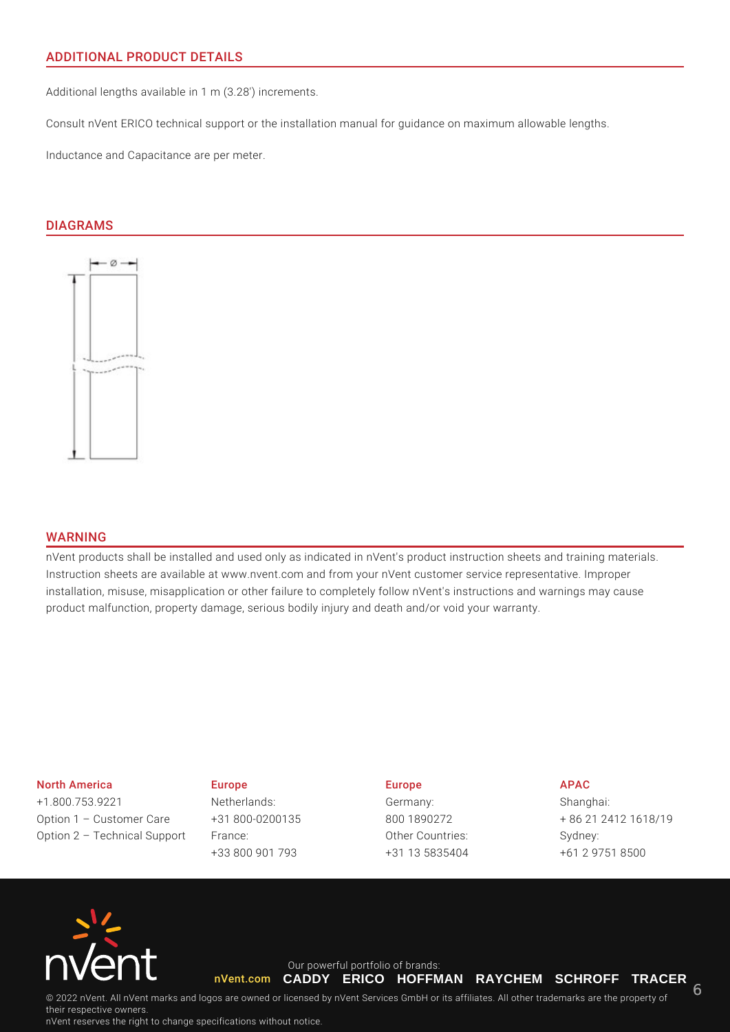## ADDITIONAL PRODUCT DETAILS

Additional lengths available in 1 m (3.28') increments.

Consult nVent ERICO technical support or the installation manual for guidance on maximum allowable lengths.

Inductance and Capacitance are per meter.

## DIAGRAMS

Ø

L

## WARNING

nVent products shall be installed and used only as indicated in nVent's product instruction sheets and training materials. Instruction sheets are available at www.nvent.com and from your nVent customer service representative. Improper installation, misuse, misapplication or other failure to completely follow nVent's instructions and warnings may cause product malfunction, property damage, serious bodily injury and death and/or void your warranty.

**North America**
+1.800.753.9221
Option 1 – Customer Care
Option 2 – Technical Support

**Europe**
Netherlands:
+31 800-0200135
France:
+33 800 901 793

**Europe**
Germany:
800 1890272
Other Countries:
+31 13 5835404

**APAC**
Shanghai:
+ 86 21 2412 1618/19
Sydney:
+61 2 9751 8500

Our powerful portfolio of brands:
nVent.com **CADDY ERICO HOFFMAN RAYCHEM SCHROFF TRACER**

© 2022 nVent. All nVent marks and logos are owned or licensed by nVent Services GmbH or its affiliates. All other trademarks are the property of their respective owners.
nVent reserves the right to change specifications without notice.